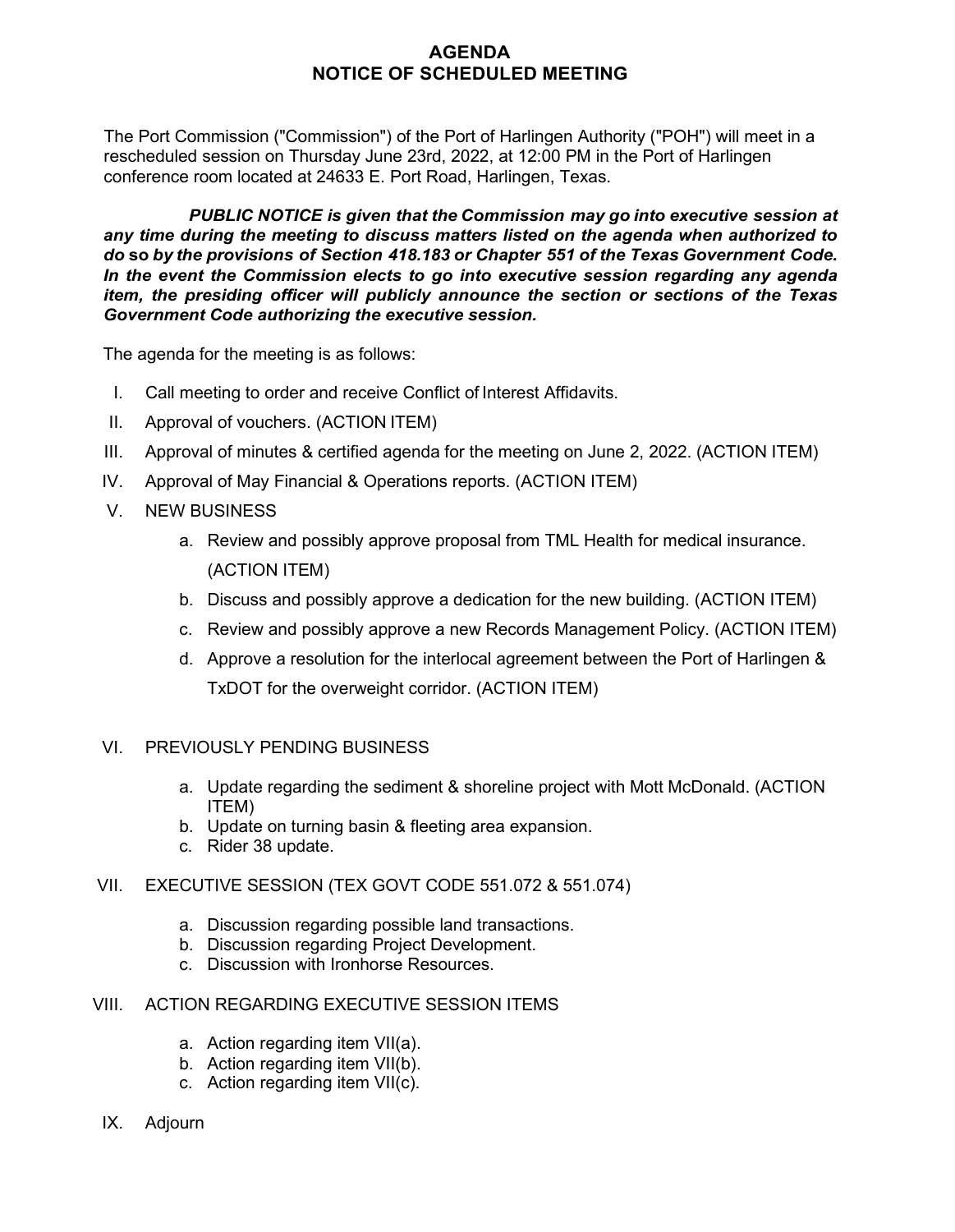# AGENDA
# NOTICE OF SCHEDULED MEETING

The Port Commission ("Commission") of the Port of Harlingen Authority ("POH") will meet in a rescheduled session on Thursday June 23rd, 2022, at 12:00 PM in the Port of Harlingen conference room located at 24633 E. Port Road, Harlingen, Texas.

***PUBLIC NOTICE is given that the Commission may go into executive session at any time during the meeting to discuss matters listed on the agenda when authorized to do* so *by the provisions of Section 418.183 or Chapter 551 of the Texas Government Code. In the event the Commission elects to go into executive session regarding any agenda item, the presiding officer will publicly announce the section or sections of the Texas Government Code authorizing the executive session.***

The agenda for the meeting is as follows:

I. Call meeting to order and receive Conflict of Interest Affidavits.

II. Approval of vouchers. (ACTION ITEM)

III. Approval of minutes & certified agenda for the meeting on June 2, 2022. (ACTION ITEM)

IV. Approval of May Financial & Operations reports. (ACTION ITEM)

V. NEW BUSINESS
   - a. Review and possibly approve proposal from TML Health for medical insurance. (ACTION ITEM)
   - b. Discuss and possibly approve a dedication for the new building. (ACTION ITEM)
   - c. Review and possibly approve a new Records Management Policy. (ACTION ITEM)
   - d. Approve a resolution for the interlocal agreement between the Port of Harlingen & TxDOT for the overweight corridor. (ACTION ITEM)

VI. PREVIOUSLY PENDING BUSINESS
   - a. Update regarding the sediment & shoreline project with Mott McDonald. (ACTION ITEM)
   - b. Update on turning basin & fleeting area expansion.
   - c. Rider 38 update.

VII. EXECUTIVE SESSION (TEX GOVT CODE 551.072 & 551.074)
   - a. Discussion regarding possible land transactions.
   - b. Discussion regarding Project Development.
   - c. Discussion with Ironhorse Resources.

VIII. ACTION REGARDING EXECUTIVE SESSION ITEMS
   - a. Action regarding item VII(a).
   - b. Action regarding item VII(b).
   - c. Action regarding item VII(c).

IX. Adjourn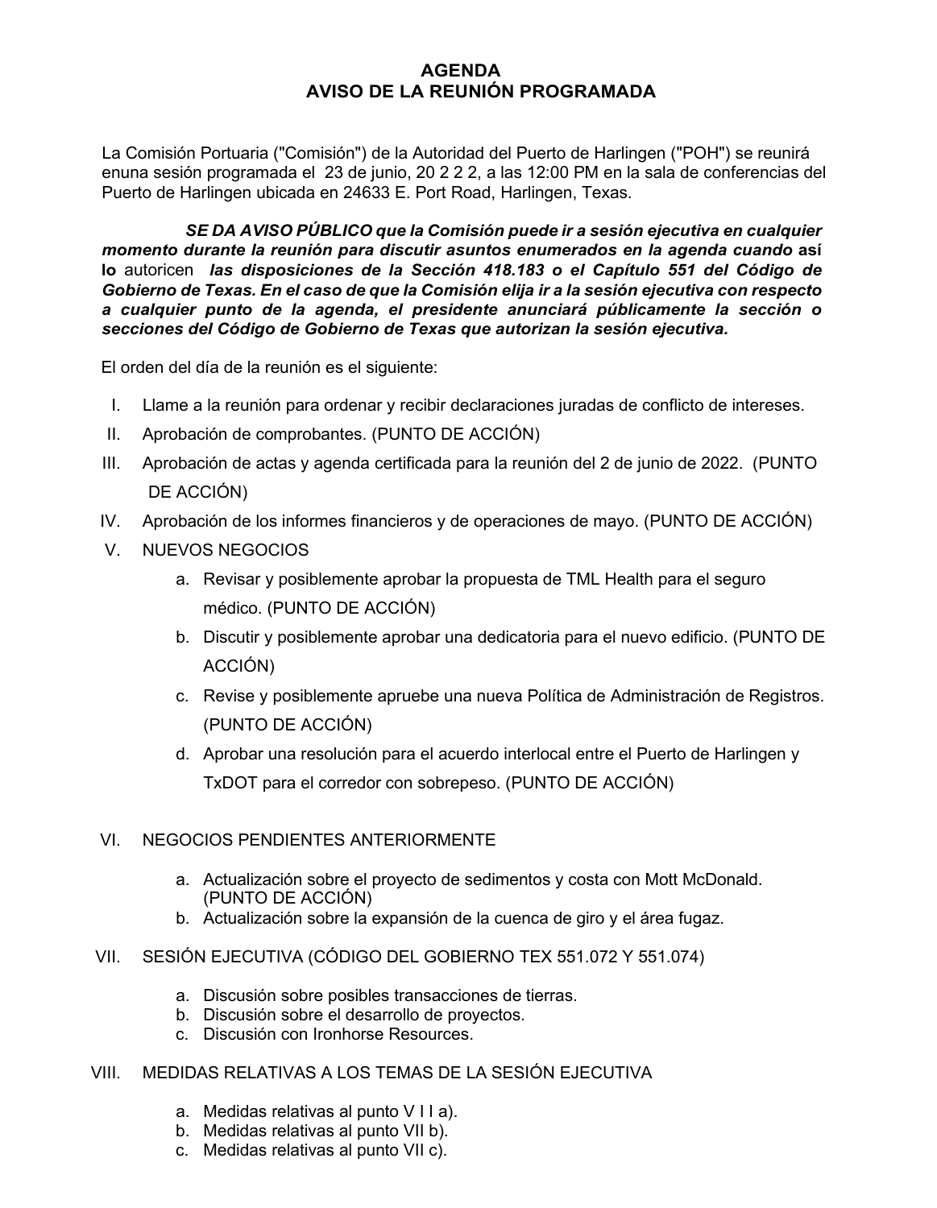**AGENDA**
**AVISO DE LA REUNIÓN PROGRAMADA**

La Comisión Portuaria ("Comisión") de la Autoridad del Puerto de Harlingen ("POH") se reunirá enuna sesión programada el 23 de junio, 20 2 2 2, a las 12:00 PM en la sala de conferencias del Puerto de Harlingen ubicada en 24633 E. Port Road, Harlingen, Texas.

***SE DA AVISO PÚBLICO** que la Comisión puede ir a sesión ejecutiva en cualquier momento durante la reunión para discutir asuntos enumerados en la agenda cuando* **así lo** autoricen ***las disposiciones de la Sección 418.183 o el Capítulo 551 del Código de Gobierno de Texas. En el caso de que la Comisión elija ir a la sesión ejecutiva con respecto a cualquier punto de la agenda, el presidente anunciará públicamente la sección o secciones del Código de Gobierno de Texas que autorizan la sesión ejecutiva.***

El orden del día de la reunión es el siguiente:

I. Llame a la reunión para ordenar y recibir declaraciones juradas de conflicto de intereses.
II. Aprobación de comprobantes. (PUNTO DE ACCIÓN)
III. Aprobación de actas y agenda certificada para la reunión del 2 de junio de 2022. (PUNTO DE ACCIÓN)
IV. Aprobación de los informes financieros y de operaciones de mayo. (PUNTO DE ACCIÓN)
V. NUEVOS NEGOCIOS
   a. Revisar y posiblemente aprobar la propuesta de TML Health para el seguro médico. (PUNTO DE ACCIÓN)
   b. Discutir y posiblemente aprobar una dedicatoria para el nuevo edificio. (PUNTO DE ACCIÓN)
   c. Revise y posiblemente apruebe una nueva Política de Administración de Registros. (PUNTO DE ACCIÓN)
   d. Aprobar una resolución para el acuerdo interlocal entre el Puerto de Harlingen y TxDOT para el corredor con sobrepeso. (PUNTO DE ACCIÓN)

VI. NEGOCIOS PENDIENTES ANTERIORMENTE
   a. Actualización sobre el proyecto de sedimentos y costa con Mott McDonald. (PUNTO DE ACCIÓN)
   b. Actualización sobre la expansión de la cuenca de giro y el área fugaz.

VII. SESIÓN EJECUTIVA (CÓDIGO DEL GOBIERNO TEX 551.072 Y 551.074)
   a. Discusión sobre posibles transacciones de tierras.
   b. Discusión sobre el desarrollo de proyectos.
   c. Discusión con Ironhorse Resources.

VIII. MEDIDAS RELATIVAS A LOS TEMAS DE LA SESIÓN EJECUTIVA
   a. Medidas relativas al punto V I I a).
   b. Medidas relativas al punto VII b).
   c. Medidas relativas al punto VII c).